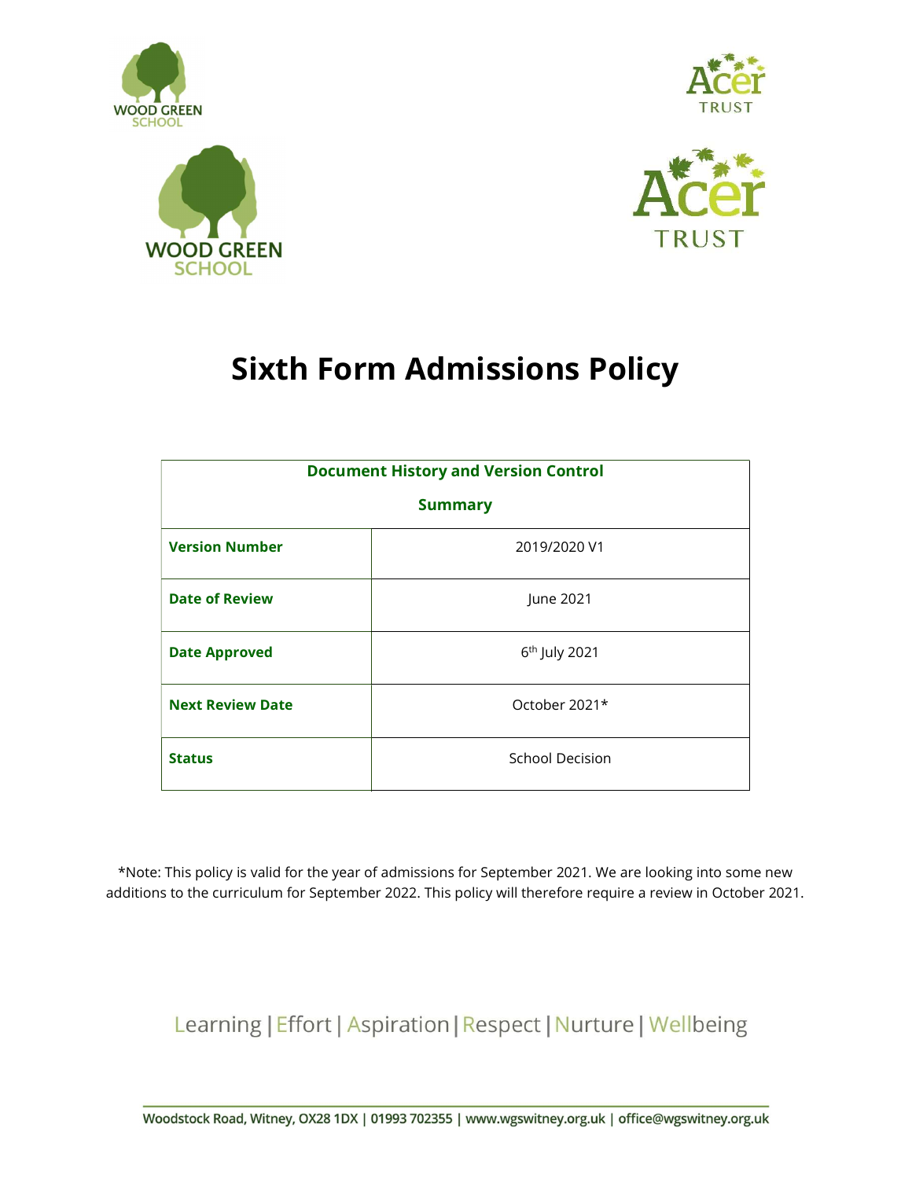# Sixth Form Admissions Policy

| Document History and Version Control Summary | |
|---|---|
| **Version Number** | 2019/2020 V1 |
| **Date of Review** | June 2021 |
| **Date Approved** | 6th July 2021 |
| **Next Review Date** | October 2021* |
| **Status** | School Decision |

*Note: This policy is valid for the year of admissions for September 2021. We are looking into some new additions to the curriculum for September 2022. This policy will therefore require a review in October 2021.

Learning | Effort | Aspiration | Respect | Nurture | Wellbeing

Woodstock Road, Witney, OX28 1DX | 01993 702355 | www.wgswitney.org.uk | office@wgswitney.org.uk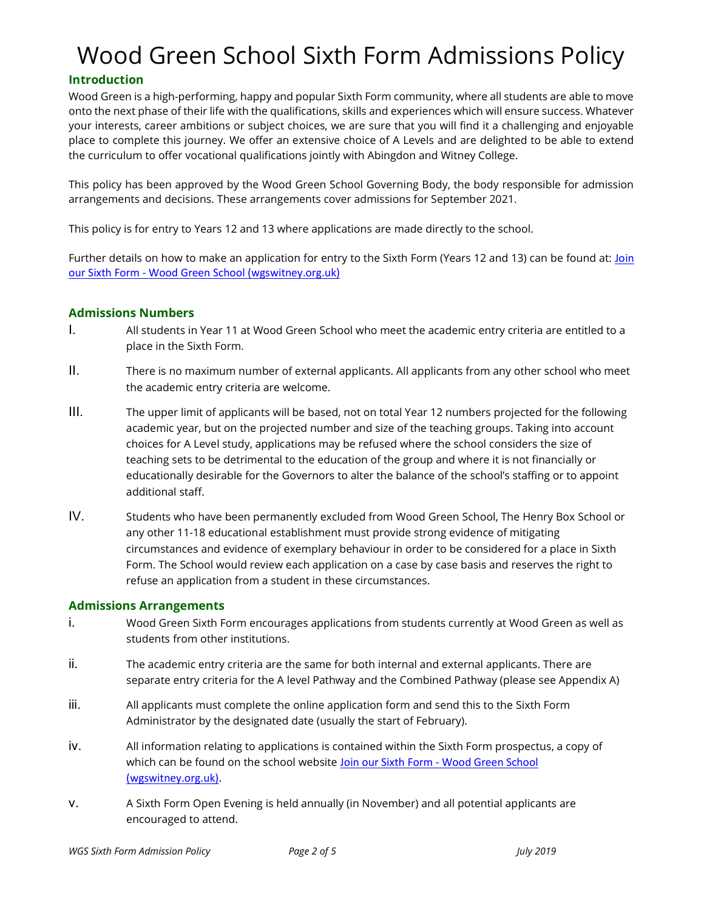# Wood Green School Sixth Form Admissions Policy

## Introduction

Wood Green is a high-performing, happy and popular Sixth Form community, where all students are able to move onto the next phase of their life with the qualifications, skills and experiences which will ensure success. Whatever your interests, career ambitions or subject choices, we are sure that you will find it a challenging and enjoyable place to complete this journey. We offer an extensive choice of A Levels and are delighted to be able to extend the curriculum to offer vocational qualifications jointly with Abingdon and Witney College.

This policy has been approved by the Wood Green School Governing Body, the body responsible for admission arrangements and decisions. These arrangements cover admissions for September 2021.

This policy is for entry to Years 12 and 13 where applications are made directly to the school.

Further details on how to make an application for entry to the Sixth Form (Years 12 and 13) can be found at: [Join our Sixth Form - Wood Green School (wgswitney.org.uk)]()

## Admissions Numbers

I. All students in Year 11 at Wood Green School who meet the academic entry criteria are entitled to a place in the Sixth Form.

II. There is no maximum number of external applicants. All applicants from any other school who meet the academic entry criteria are welcome.

III. The upper limit of applicants will be based, not on total Year 12 numbers projected for the following academic year, but on the projected number and size of the teaching groups. Taking into account choices for A Level study, applications may be refused where the school considers the size of teaching sets to be detrimental to the education of the group and where it is not financially or educationally desirable for the Governors to alter the balance of the school's staffing or to appoint additional staff.

IV. Students who have been permanently excluded from Wood Green School, The Henry Box School or any other 11-18 educational establishment must provide strong evidence of mitigating circumstances and evidence of exemplary behaviour in order to be considered for a place in Sixth Form. The School would review each application on a case by case basis and reserves the right to refuse an application from a student in these circumstances.

## Admissions Arrangements

i. Wood Green Sixth Form encourages applications from students currently at Wood Green as well as students from other institutions.

ii. The academic entry criteria are the same for both internal and external applicants. There are separate entry criteria for the A level Pathway and the Combined Pathway (please see Appendix A)

iii. All applicants must complete the online application form and send this to the Sixth Form Administrator by the designated date (usually the start of February).

iv. All information relating to applications is contained within the Sixth Form prospectus, a copy of which can be found on the school website [Join our Sixth Form - Wood Green School (wgswitney.org.uk)]().

v. A Sixth Form Open Evening is held annually (in November) and all potential applicants are encouraged to attend.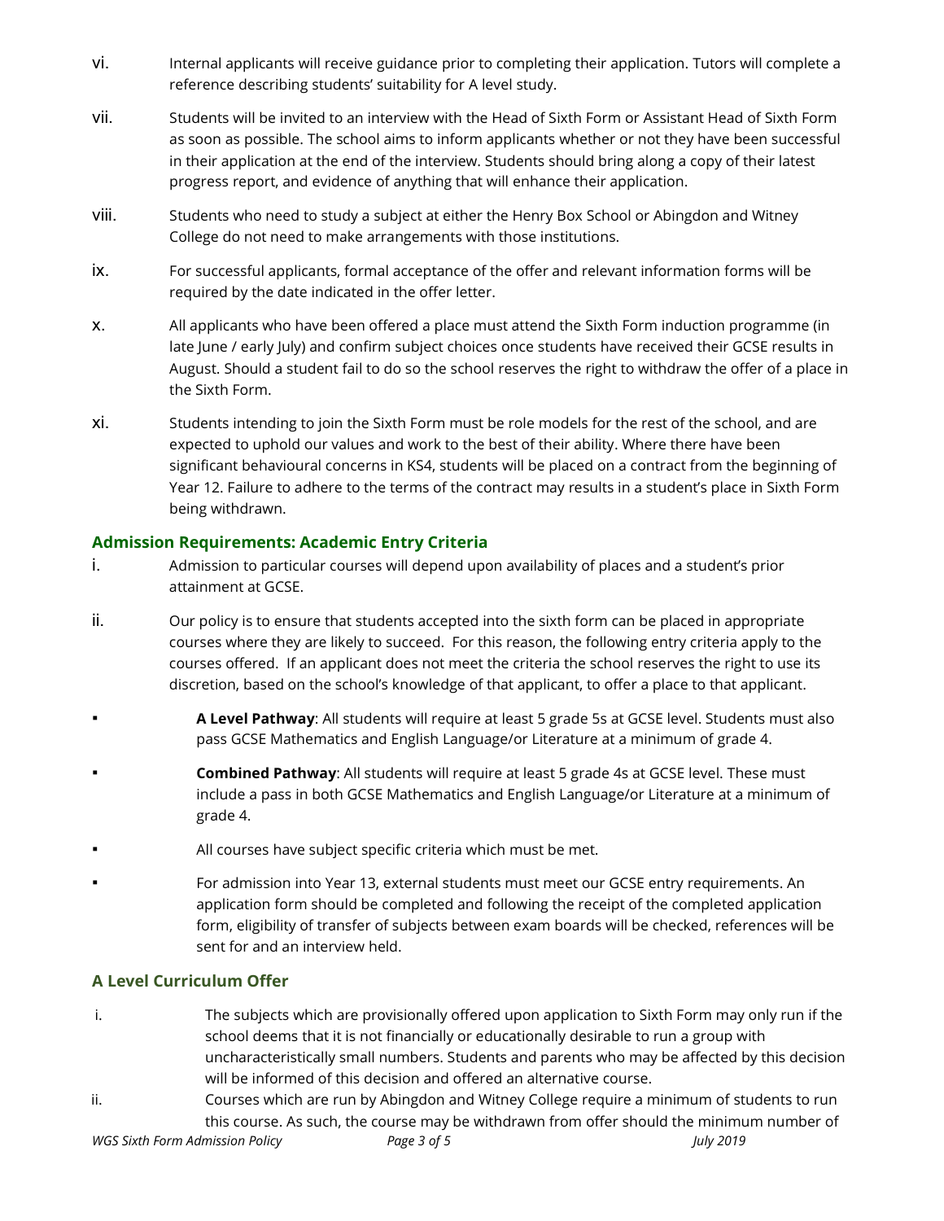vi. Internal applicants will receive guidance prior to completing their application. Tutors will complete a reference describing students' suitability for A level study.

vii. Students will be invited to an interview with the Head of Sixth Form or Assistant Head of Sixth Form as soon as possible. The school aims to inform applicants whether or not they have been successful in their application at the end of the interview. Students should bring along a copy of their latest progress report, and evidence of anything that will enhance their application.

viii. Students who need to study a subject at either the Henry Box School or Abingdon and Witney College do not need to make arrangements with those institutions.

ix. For successful applicants, formal acceptance of the offer and relevant information forms will be required by the date indicated in the offer letter.

x. All applicants who have been offered a place must attend the Sixth Form induction programme (in late June / early July) and confirm subject choices once students have received their GCSE results in August. Should a student fail to do so the school reserves the right to withdraw the offer of a place in the Sixth Form.

xi. Students intending to join the Sixth Form must be role models for the rest of the school, and are expected to uphold our values and work to the best of their ability. Where there have been significant behavioural concerns in KS4, students will be placed on a contract from the beginning of Year 12. Failure to adhere to the terms of the contract may results in a student's place in Sixth Form being withdrawn.

### Admission Requirements: Academic Entry Criteria

i. Admission to particular courses will depend upon availability of places and a student's prior attainment at GCSE.

ii. Our policy is to ensure that students accepted into the sixth form can be placed in appropriate courses where they are likely to succeed. For this reason, the following entry criteria apply to the courses offered. If an applicant does not meet the criteria the school reserves the right to use its discretion, based on the school's knowledge of that applicant, to offer a place to that applicant.

- **A Level Pathway**: All students will require at least 5 grade 5s at GCSE level. Students must also pass GCSE Mathematics and English Language/or Literature at a minimum of grade 4.
- **Combined Pathway**: All students will require at least 5 grade 4s at GCSE level. These must include a pass in both GCSE Mathematics and English Language/or Literature at a minimum of grade 4.
- All courses have subject specific criteria which must be met.
- For admission into Year 13, external students must meet our GCSE entry requirements. An application form should be completed and following the receipt of the completed application form, eligibility of transfer of subjects between exam boards will be checked, references will be sent for and an interview held.

### A Level Curriculum Offer

i. The subjects which are provisionally offered upon application to Sixth Form may only run if the school deems that it is not financially or educationally desirable to run a group with uncharacteristically small numbers. Students and parents who may be affected by this decision will be informed of this decision and offered an alternative course.

ii. Courses which are run by Abingdon and Witney College require a minimum of students to run this course. As such, the course may be withdrawn from offer should the minimum number of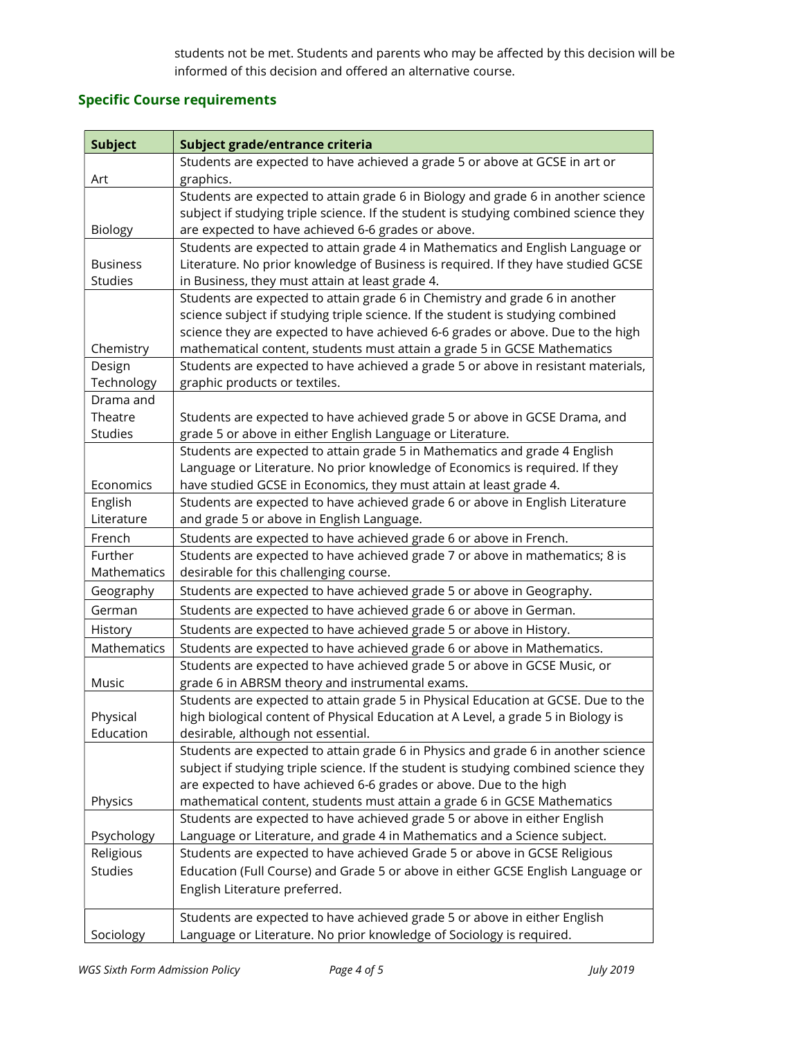students not be met. Students and parents who may be affected by this decision will be informed of this decision and offered an alternative course.

## Specific Course requirements

| Subject | Subject grade/entrance criteria |
|---|---|
| Art | Students are expected to have achieved a grade 5 or above at GCSE in art or graphics. |
| Biology | Students are expected to attain grade 6 in Biology and grade 6 in another science subject if studying triple science. If the student is studying combined science they are expected to have achieved 6-6 grades or above. |
| Business Studies | Students are expected to attain grade 4 in Mathematics and English Language or Literature. No prior knowledge of Business is required. If they have studied GCSE in Business, they must attain at least grade 4. |
| Chemistry | Students are expected to attain grade 6 in Chemistry and grade 6 in another science subject if studying triple science. If the student is studying combined science they are expected to have achieved 6-6 grades or above. Due to the high mathematical content, students must attain a grade 5 in GCSE Mathematics |
| Design Technology | Students are expected to have achieved a grade 5 or above in resistant materials, graphic products or textiles. |
| Drama and Theatre Studies | Students are expected to have achieved grade 5 or above in GCSE Drama, and grade 5 or above in either English Language or Literature. |
| Economics | Students are expected to attain grade 5 in Mathematics and grade 4 English Language or Literature. No prior knowledge of Economics is required. If they have studied GCSE in Economics, they must attain at least grade 4. |
| English Literature | Students are expected to have achieved grade 6 or above in English Literature and grade 5 or above in English Language. |
| French | Students are expected to have achieved grade 6 or above in French. |
| Further Mathematics | Students are expected to have achieved grade 7 or above in mathematics; 8 is desirable for this challenging course. |
| Geography | Students are expected to have achieved grade 5 or above in Geography. |
| German | Students are expected to have achieved grade 6 or above in German. |
| History | Students are expected to have achieved grade 5 or above in History. |
| Mathematics | Students are expected to have achieved grade 6 or above in Mathematics. |
| Music | Students are expected to have achieved grade 5 or above in GCSE Music, or grade 6 in ABRSM theory and instrumental exams. |
| Physical Education | Students are expected to attain grade 5 in Physical Education at GCSE. Due to the high biological content of Physical Education at A Level, a grade 5 in Biology is desirable, although not essential. |
| Physics | Students are expected to attain grade 6 in Physics and grade 6 in another science subject if studying triple science. If the student is studying combined science they are expected to have achieved 6-6 grades or above. Due to the high mathematical content, students must attain a grade 6 in GCSE Mathematics |
| Psychology | Students are expected to have achieved grade 5 or above in either English Language or Literature, and grade 4 in Mathematics and a Science subject. |
| Religious Studies | Students are expected to have achieved Grade 5 or above in GCSE Religious Education (Full Course) and Grade 5 or above in either GCSE English Language or English Literature preferred. |
| Sociology | Students are expected to have achieved grade 5 or above in either English Language or Literature. No prior knowledge of Sociology is required. |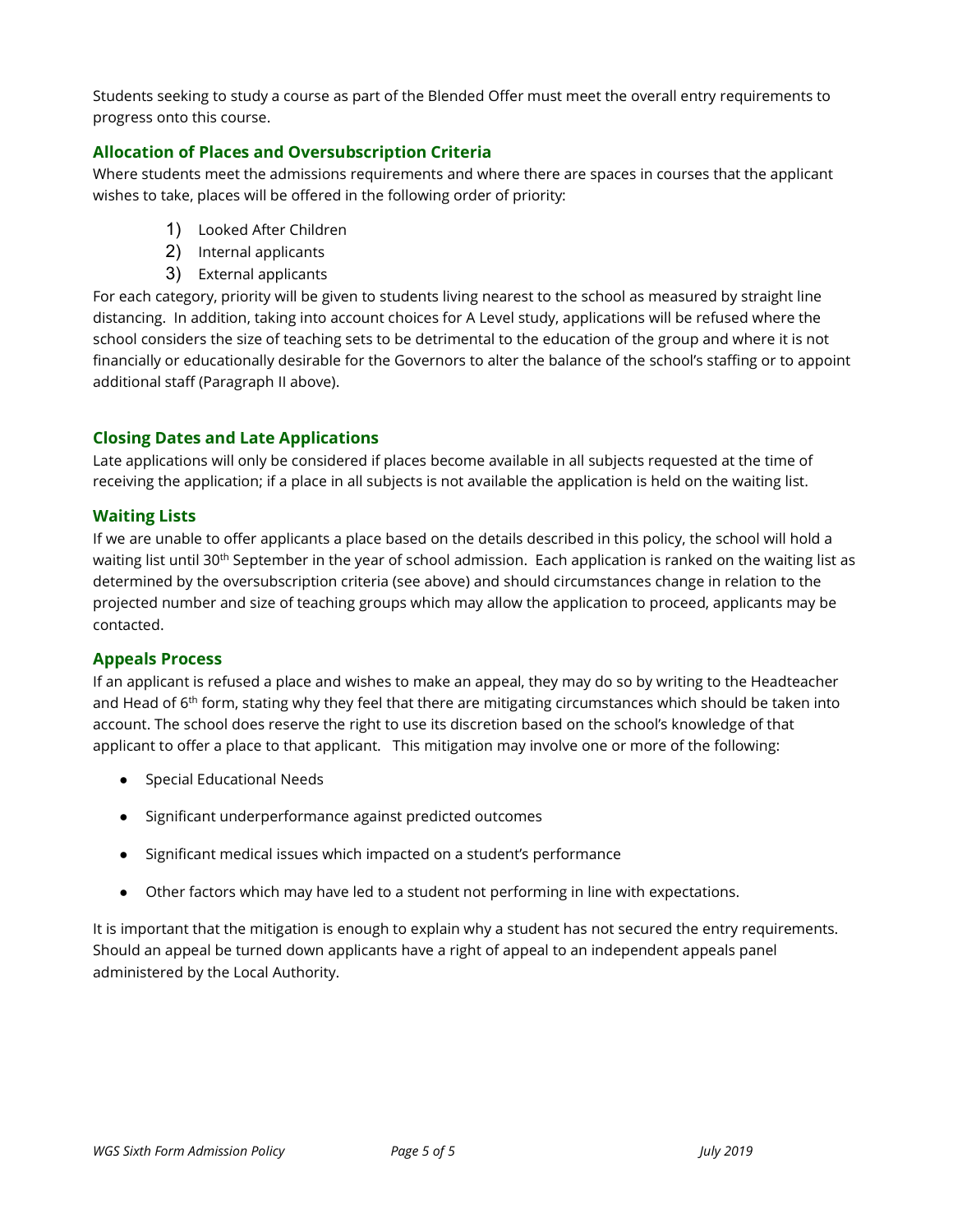Students seeking to study a course as part of the Blended Offer must meet the overall entry requirements to progress onto this course.

### Allocation of Places and Oversubscription Criteria

Where students meet the admissions requirements and where there are spaces in courses that the applicant wishes to take, places will be offered in the following order of priority:

1) Looked After Children
2) Internal applicants
3) External applicants

For each category, priority will be given to students living nearest to the school as measured by straight line distancing. In addition, taking into account choices for A Level study, applications will be refused where the school considers the size of teaching sets to be detrimental to the education of the group and where it is not financially or educationally desirable for the Governors to alter the balance of the school's staffing or to appoint additional staff (Paragraph II above).

### Closing Dates and Late Applications

Late applications will only be considered if places become available in all subjects requested at the time of receiving the application; if a place in all subjects is not available the application is held on the waiting list.

### Waiting Lists

If we are unable to offer applicants a place based on the details described in this policy, the school will hold a waiting list until 30th September in the year of school admission. Each application is ranked on the waiting list as determined by the oversubscription criteria (see above) and should circumstances change in relation to the projected number and size of teaching groups which may allow the application to proceed, applicants may be contacted.

### Appeals Process

If an applicant is refused a place and wishes to make an appeal, they may do so by writing to the Headteacher and Head of 6th form, stating why they feel that there are mitigating circumstances which should be taken into account. The school does reserve the right to use its discretion based on the school's knowledge of that applicant to offer a place to that applicant. This mitigation may involve one or more of the following:

- Special Educational Needs
- Significant underperformance against predicted outcomes
- Significant medical issues which impacted on a student's performance
- Other factors which may have led to a student not performing in line with expectations.

It is important that the mitigation is enough to explain why a student has not secured the entry requirements. Should an appeal be turned down applicants have a right of appeal to an independent appeals panel administered by the Local Authority.